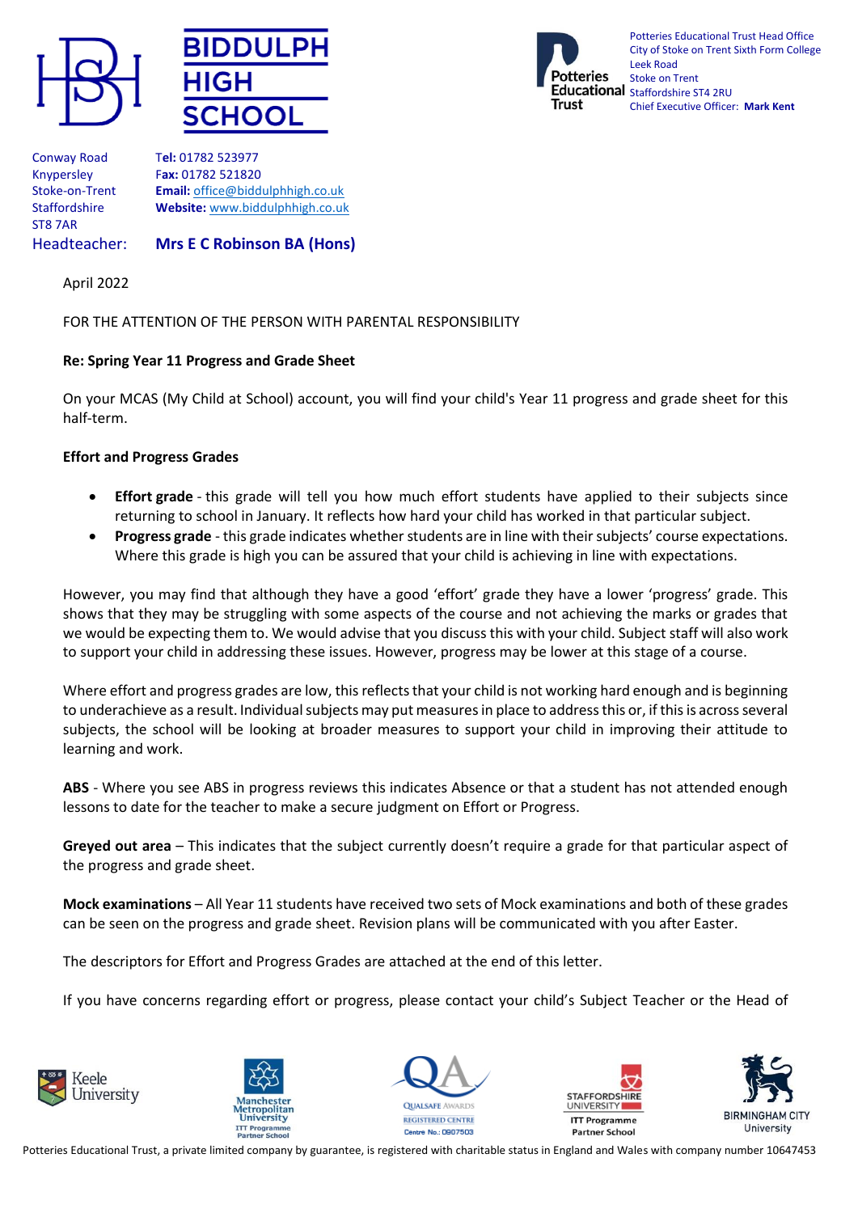BIDDULPH HIGH SCHOOL

Potteries Educational Trust Head Office
City of Stoke on Trent Sixth Form College
Leek Road
Stoke on Trent
Staffordshire ST4 2RU
Chief Executive Officer: **Mark Kent**

Conway Road
Knypersley
Stoke-on-Trent
Staffordshire
ST8 7AR

**Tel:** 01782 523977
**Fax:** 01782 521820
**Email:** office@biddulphhigh.co.uk
**Website:** www.biddulphhigh.co.uk

Headteacher: **Mrs E C Robinson BA (Hons)**

April 2022

FOR THE ATTENTION OF THE PERSON WITH PARENTAL RESPONSIBILITY

**Re: Spring Year 11 Progress and Grade Sheet**

On your MCAS (My Child at School) account, you will find your child's Year 11 progress and grade sheet for this half-term.

**Effort and Progress Grades**

- **Effort grade** - this grade will tell you how much effort students have applied to their subjects since returning to school in January. It reflects how hard your child has worked in that particular subject.
- **Progress grade** - this grade indicates whether students are in line with their subjects' course expectations. Where this grade is high you can be assured that your child is achieving in line with expectations.

However, you may find that although they have a good 'effort' grade they have a lower 'progress' grade. This shows that they may be struggling with some aspects of the course and not achieving the marks or grades that we would be expecting them to. We would advise that you discuss this with your child. Subject staff will also work to support your child in addressing these issues. However, progress may be lower at this stage of a course.

Where effort and progress grades are low, this reflects that your child is not working hard enough and is beginning to underachieve as a result. Individual subjects may put measures in place to address this or, if this is across several subjects, the school will be looking at broader measures to support your child in improving their attitude to learning and work.

**ABS** - Where you see ABS in progress reviews this indicates Absence or that a student has not attended enough lessons to date for the teacher to make a secure judgment on Effort or Progress.

**Greyed out area** – This indicates that the subject currently doesn't require a grade for that particular aspect of the progress and grade sheet.

**Mock examinations** – All Year 11 students have received two sets of Mock examinations and both of these grades can be seen on the progress and grade sheet. Revision plans will be communicated with you after Easter.

The descriptors for Effort and Progress Grades are attached at the end of this letter.

If you have concerns regarding effort or progress, please contact your child's Subject Teacher or the Head of

Potteries Educational Trust, a private limited company by guarantee, is registered with charitable status in England and Wales with company number 10647453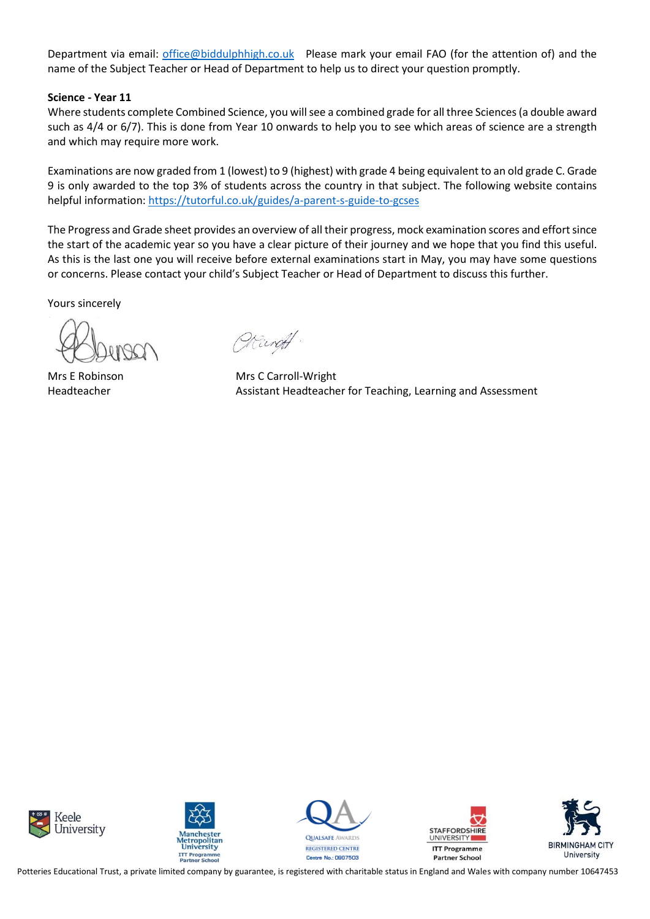Department via email: office@biddulphhigh.co.uk Please mark your email FAO (for the attention of) and the name of the Subject Teacher or Head of Department to help us to direct your question promptly.

**Science - Year 11**

Where students complete Combined Science, you will see a combined grade for all three Sciences (a double award such as 4/4 or 6/7). This is done from Year 10 onwards to help you to see which areas of science are a strength and which may require more work.

Examinations are now graded from 1 (lowest) to 9 (highest) with grade 4 being equivalent to an old grade C. Grade 9 is only awarded to the top 3% of students across the country in that subject. The following website contains helpful information: https://tutorful.co.uk/guides/a-parent-s-guide-to-gcses

The Progress and Grade sheet provides an overview of all their progress, mock examination scores and effort since the start of the academic year so you have a clear picture of their journey and we hope that you find this useful. As this is the last one you will receive before external examinations start in May, you may have some questions or concerns. Please contact your child's Subject Teacher or Head of Department to discuss this further.

Yours sincerely

Mrs E Robinson
Headteacher

Mrs C Carroll-Wright
Assistant Headteacher for Teaching, Learning and Assessment

Potteries Educational Trust, a private limited company by guarantee, is registered with charitable status in England and Wales with company number 10647453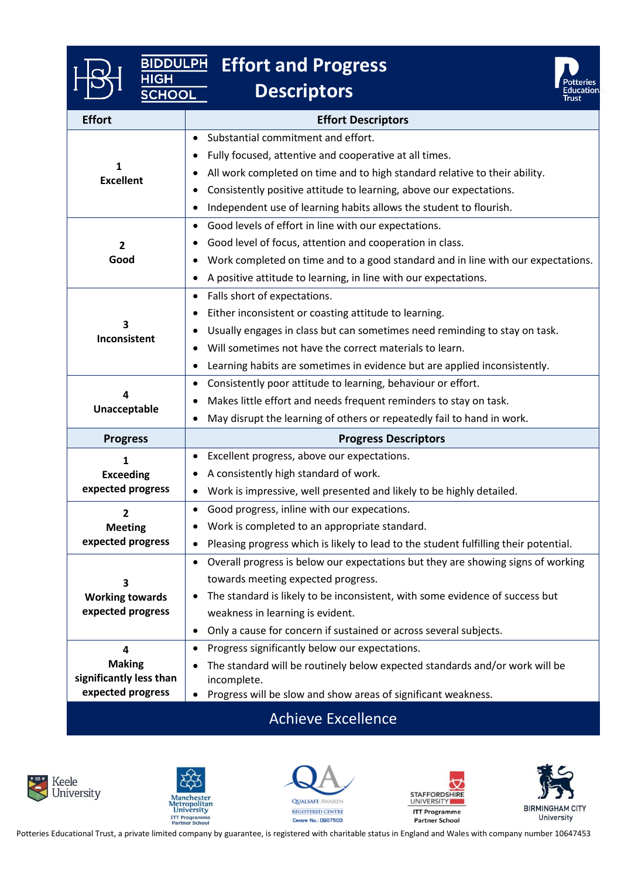# Effort and Progress Descriptors

BIDDULPH HIGH SCHOOL

Potteries Education Trust

| Effort | Effort Descriptors |
|---|---|
| **1 Excellent** | • Substantial commitment and effort.<br>• Fully focused, attentive and cooperative at all times.<br>• All work completed on time and to high standard relative to their ability.<br>• Consistently positive attitude to learning, above our expectations.<br>• Independent use of learning habits allows the student to flourish. |
| **2 Good** | • Good levels of effort in line with our expectations.<br>• Good level of focus, attention and cooperation in class.<br>• Work completed on time and to a good standard and in line with our expectations.<br>• A positive attitude to learning, in line with our expectations. |
| **3 Inconsistent** | • Falls short of expectations.<br>• Either inconsistent or coasting attitude to learning.<br>• Usually engages in class but can sometimes need reminding to stay on task.<br>• Will sometimes not have the correct materials to learn.<br>• Learning habits are sometimes in evidence but are applied inconsistently. |
| **4 Unacceptable** | • Consistently poor attitude to learning, behaviour or effort.<br>• Makes little effort and needs frequent reminders to stay on task.<br>• May disrupt the learning of others or repeatedly fail to hand in work. |
| **Progress** | **Progress Descriptors** |
| **1 Exceeding expected progress** | • Excellent progress, above our expectations.<br>• A consistently high standard of work.<br>• Work is impressive, well presented and likely to be highly detailed. |
| **2 Meeting expected progress** | • Good progress, inline with our expecations.<br>• Work is completed to an appropriate standard.<br>• Pleasing progress which is likely to lead to the student fulfilling their potential. |
| **3 Working towards expected progress** | • Overall progress is below our expectations but they are showing signs of working towards meeting expected progress.<br>• The standard is likely to be inconsistent, with some evidence of success but weakness in learning is evident.<br>• Only a cause for concern if sustained or across several subjects. |
| **4 Making significantly less than expected progress** | • Progress significantly below our expectations.<br>• The standard will be routinely below expected standards and/or work will be incomplete.<br>• Progress will be slow and show areas of significant weakness. |

Achieve Excellence

Keele University | Manchester Metropolitan University ITT Programme Partner School | Qualsafe Awards Registered Centre Centre No.: 0907503 | Staffordshire University ITT Programme Partner School | Birmingham City University

Potteries Educational Trust, a private limited company by guarantee, is registered with charitable status in England and Wales with company number 10647453